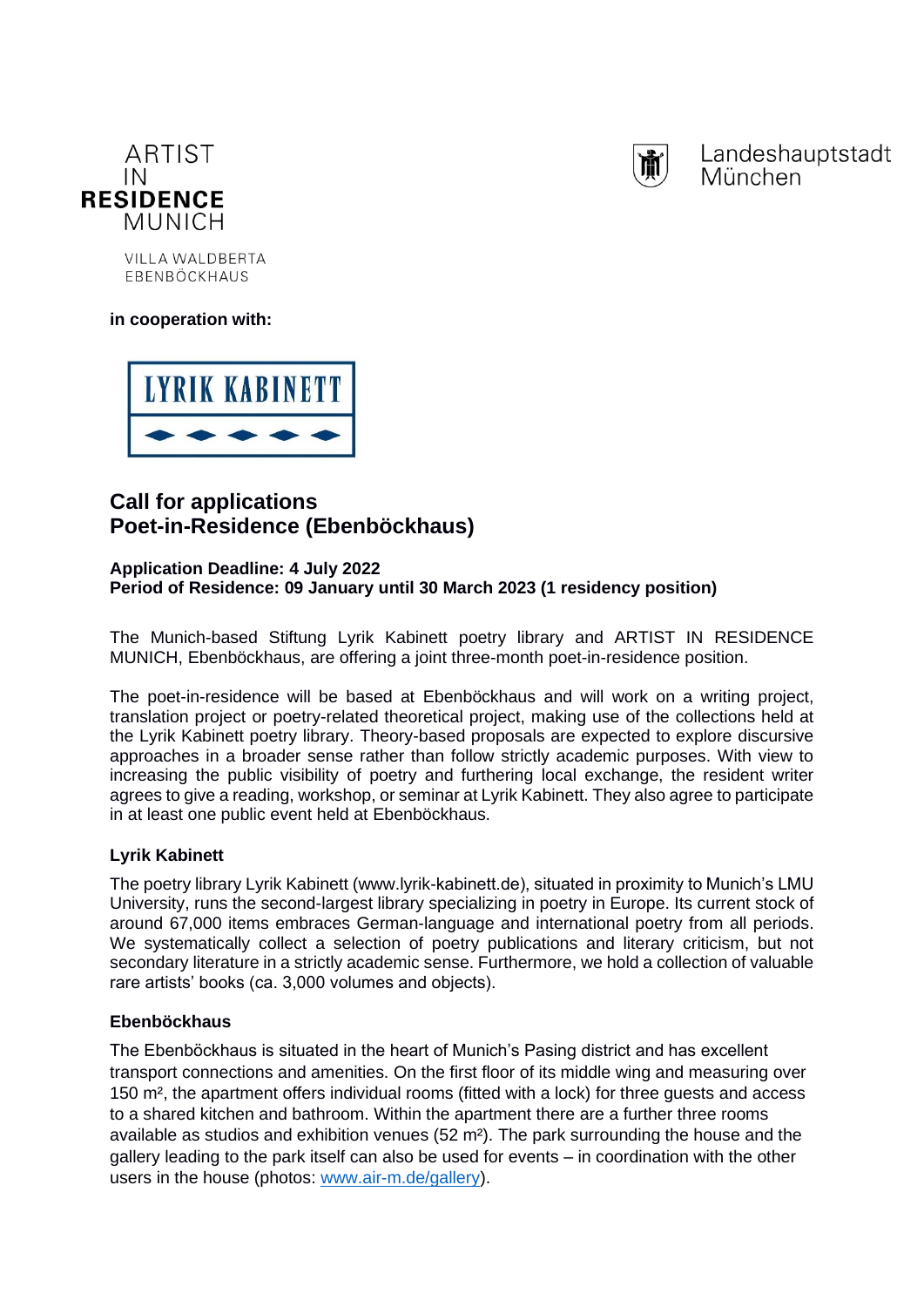ARTIST
IN
**RESIDENCE**
MUNICH

VILLA WALDBERTA
EBENBÖCKHAUS

Landeshauptstadt
München

**in cooperation with:**

LYRIK KABINETT

## Call for applications
## Poet-in-Residence (Ebenböckhaus)

**Application Deadline: 4 July 2022**
**Period of Residence: 09 January until 30 March 2023 (1 residency position)**

The Munich-based Stiftung Lyrik Kabinett poetry library and ARTIST IN RESIDENCE MUNICH, Ebenböckhaus, are offering a joint three-month poet-in-residence position.

The poet-in-residence will be based at Ebenböckhaus and will work on a writing project, translation project or poetry-related theoretical project, making use of the collections held at the Lyrik Kabinett poetry library. Theory-based proposals are expected to explore discursive approaches in a broader sense rather than follow strictly academic purposes. With view to increasing the public visibility of poetry and furthering local exchange, the resident writer agrees to give a reading, workshop, or seminar at Lyrik Kabinett. They also agree to participate in at least one public event held at Ebenböckhaus.

### Lyrik Kabinett

The poetry library Lyrik Kabinett (www.lyrik-kabinett.de), situated in proximity to Munich's LMU University, runs the second-largest library specializing in poetry in Europe. Its current stock of around 67,000 items embraces German-language and international poetry from all periods. We systematically collect a selection of poetry publications and literary criticism, but not secondary literature in a strictly academic sense. Furthermore, we hold a collection of valuable rare artists' books (ca. 3,000 volumes and objects).

### Ebenböckhaus

The Ebenböckhaus is situated in the heart of Munich's Pasing district and has excellent transport connections and amenities. On the first floor of its middle wing and measuring over 150 m², the apartment offers individual rooms (fitted with a lock) for three guests and access to a shared kitchen and bathroom. Within the apartment there are a further three rooms available as studios and exhibition venues (52 m²). The park surrounding the house and the gallery leading to the park itself can also be used for events – in coordination with the other users in the house (photos: [www.air-m.de/gallery](www.air-m.de/gallery)).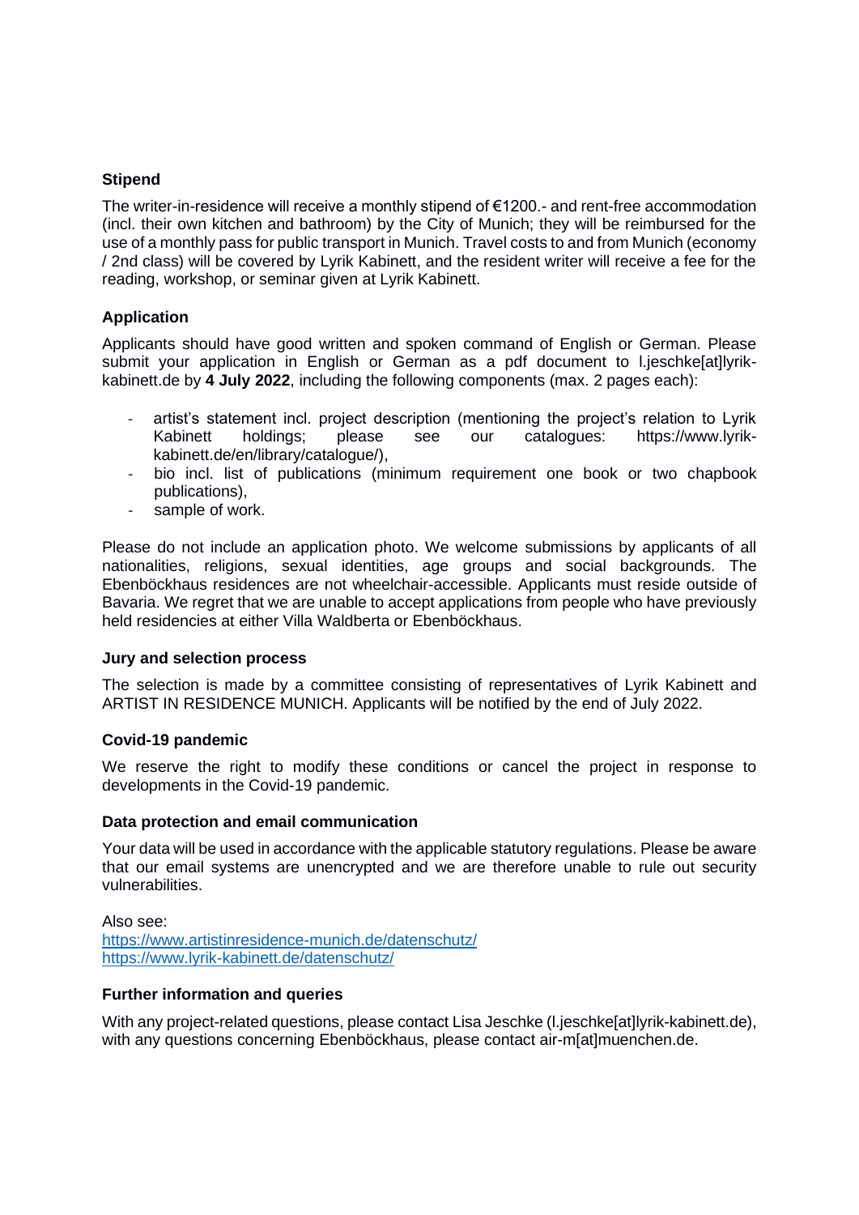## Stipend

The writer-in-residence will receive a monthly stipend of €1200.- and rent-free accommodation (incl. their own kitchen and bathroom) by the City of Munich; they will be reimbursed for the use of a monthly pass for public transport in Munich. Travel costs to and from Munich (economy / 2nd class) will be covered by Lyrik Kabinett, and the resident writer will receive a fee for the reading, workshop, or seminar given at Lyrik Kabinett.

## Application

Applicants should have good written and spoken command of English or German. Please submit your application in English or German as a pdf document to l.jeschke[at]lyrik-kabinett.de by **4 July 2022**, including the following components (max. 2 pages each):

- artist's statement incl. project description (mentioning the project's relation to Lyrik Kabinett holdings; please see our catalogues: https://www.lyrik-kabinett.de/en/library/catalogue/),
- bio incl. list of publications (minimum requirement one book or two chapbook publications),
- sample of work.

Please do not include an application photo. We welcome submissions by applicants of all nationalities, religions, sexual identities, age groups and social backgrounds. The Ebenböckhaus residences are not wheelchair-accessible. Applicants must reside outside of Bavaria. We regret that we are unable to accept applications from people who have previously held residencies at either Villa Waldberta or Ebenböckhaus.

## Jury and selection process

The selection is made by a committee consisting of representatives of Lyrik Kabinett and ARTIST IN RESIDENCE MUNICH. Applicants will be notified by the end of July 2022.

## Covid-19 pandemic

We reserve the right to modify these conditions or cancel the project in response to developments in the Covid-19 pandemic.

## Data protection and email communication

Your data will be used in accordance with the applicable statutory regulations. Please be aware that our email systems are unencrypted and we are therefore unable to rule out security vulnerabilities.

Also see:
https://www.artistinresidence-munich.de/datenschutz/
https://www.lyrik-kabinett.de/datenschutz/

## Further information and queries

With any project-related questions, please contact Lisa Jeschke (l.jeschke[at]lyrik-kabinett.de), with any questions concerning Ebenböckhaus, please contact air-m[at]muenchen.de.